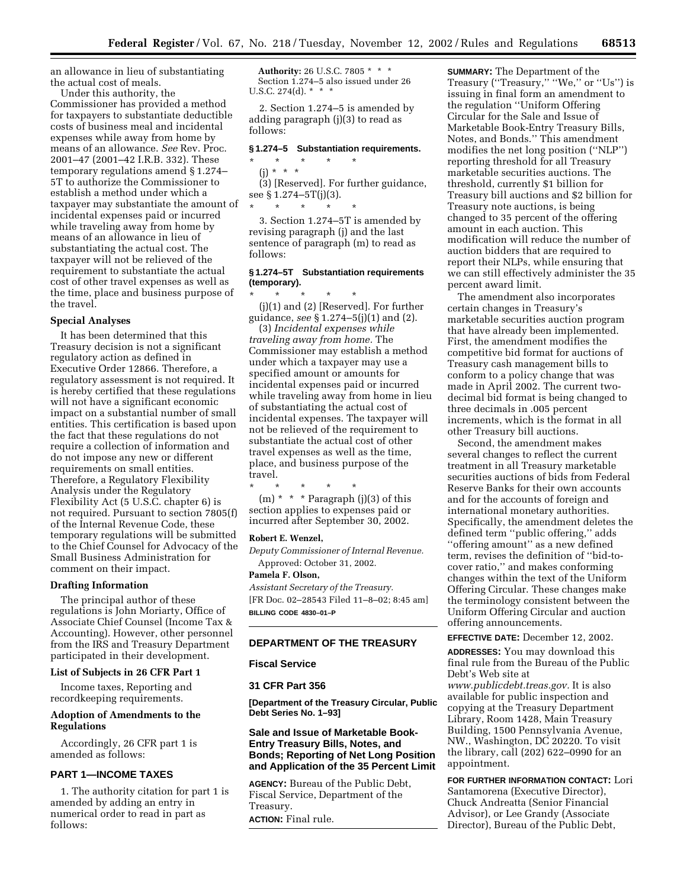an allowance in lieu of substantiating the actual cost of meals.

Under this authority, the Commissioner has provided a method for taxpayers to substantiate deductible costs of business meal and incidental expenses while away from home by means of an allowance. *See* Rev. Proc. 2001–47 (2001–42 I.R.B. 332). These temporary regulations amend § 1.274–5T to authorize the Commissioner to establish a method under which a taxpayer may substantiate the amount of incidental expenses paid or incurred while traveling away from home by means of an allowance in lieu of substantiating the actual cost. The taxpayer will not be relieved of the requirement to substantiate the actual cost of other travel expenses as well as the time, place and business purpose of the travel.

## Special Analyses

It has been determined that this Treasury decision is not a significant regulatory action as defined in Executive Order 12866. Therefore, a regulatory assessment is not required. It is hereby certified that these regulations will not have a significant economic impact on a substantial number of small entities. This certification is based upon the fact that these regulations do not require a collection of information and do not impose any new or different requirements on small entities. Therefore, a Regulatory Flexibility Analysis under the Regulatory Flexibility Act (5 U.S.C. chapter 6) is not required. Pursuant to section 7805(f) of the Internal Revenue Code, these temporary regulations will be submitted to the Chief Counsel for Advocacy of the Small Business Administration for comment on their impact.

## Drafting Information

The principal author of these regulations is John Moriarty, Office of Associate Chief Counsel (Income Tax & Accounting). However, other personnel from the IRS and Treasury Department participated in their development.

## List of Subjects in 26 CFR Part 1

Income taxes, Reporting and recordkeeping requirements.

## Adoption of Amendments to the Regulations

Accordingly, 26 CFR part 1 is amended as follows:

## PART 1—INCOME TAXES

1. The authority citation for part 1 is amended by adding an entry in numerical order to read in part as follows:

**Authority:** 26 U.S.C. 7805 * * *
Section 1.274–5 also issued under 26 U.S.C. 274(d). * * *

2. Section 1.274–5 is amended by adding paragraph (j)(3) to read as follows:

### § 1.274–5 Substantiation requirements.

\* \* \* \* \*

(j) * * *

(3) [Reserved]. For further guidance, see § 1.274–5T(j)(3).

\* \* \* \* \*

3. Section 1.274–5T is amended by revising paragraph (j) and the last sentence of paragraph (m) to read as follows:

### § 1.274–5T Substantiation requirements (temporary).

\* \* \* \* \*

(j)(1) and (2) [Reserved]. For further guidance, *see* § 1.274–5(j)(1) and (2).

(3) *Incidental expenses while traveling away from home.* The Commissioner may establish a method under which a taxpayer may use a specified amount or amounts for incidental expenses paid or incurred while traveling away from home in lieu of substantiating the actual cost of incidental expenses. The taxpayer will not be relieved of the requirement to substantiate the actual cost of other travel expenses as well as the time, place, and business purpose of the travel.

\* \* \* \* \*

(m) * * * Paragraph (j)(3) of this section applies to expenses paid or incurred after September 30, 2002.

**Robert E. Wenzel,**
*Deputy Commissioner of Internal Revenue.*

Approved: October 31, 2002.

**Pamela F. Olson,**
*Assistant Secretary of the Treasury.*

[FR Doc. 02–28543 Filed 11–8–02; 8:45 am]

**BILLING CODE 4830–01–P**

---

## DEPARTMENT OF THE TREASURY

## Fiscal Service

## 31 CFR Part 356

**[Department of the Treasury Circular, Public Debt Series No. 1–93]**

## Sale and Issue of Marketable Book-Entry Treasury Bills, Notes, and Bonds; Reporting of Net Long Position and Application of the 35 Percent Limit

**AGENCY:** Bureau of the Public Debt, Fiscal Service, Department of the Treasury.

**ACTION:** Final rule.

---

**SUMMARY:** The Department of the Treasury (''Treasury,'' ''We,'' or ''Us'') is issuing in final form an amendment to the regulation ''Uniform Offering Circular for the Sale and Issue of Marketable Book-Entry Treasury Bills, Notes, and Bonds.'' This amendment modifies the net long position (''NLP'') reporting threshold for all Treasury marketable securities auctions. The threshold, currently $1 billion for Treasury bill auctions and $2 billion for Treasury note auctions, is being changed to 35 percent of the offering amount in each auction. This modification will reduce the number of auction bidders that are required to report their NLPs, while ensuring that we can still effectively administer the 35 percent award limit.

The amendment also incorporates certain changes in Treasury's marketable securities auction program that have already been implemented. First, the amendment modifies the competitive bid format for auctions of Treasury cash management bills to conform to a policy change that was made in April 2002. The current two-decimal bid format is being changed to three decimals in .005 percent increments, which is the format in all other Treasury bill auctions.

Second, the amendment makes several changes to reflect the current treatment in all Treasury marketable securities auctions of bids from Federal Reserve Banks for their own accounts and for the accounts of foreign and international monetary authorities. Specifically, the amendment deletes the defined term ''public offering,'' adds ''offering amount'' as a new defined term, revises the definition of ''bid-to-cover ratio,'' and makes conforming changes within the text of the Uniform Offering Circular. These changes make the terminology consistent between the Uniform Offering Circular and auction offering announcements.

**EFFECTIVE DATE:** December 12, 2002.

**ADDRESSES:** You may download this final rule from the Bureau of the Public Debt's Web site at *www.publicdebt.treas.gov.* It is also available for public inspection and copying at the Treasury Department Library, Room 1428, Main Treasury Building, 1500 Pennsylvania Avenue, NW., Washington, DC 20220. To visit the library, call (202) 622–0990 for an appointment.

**FOR FURTHER INFORMATION CONTACT:** Lori Santamorena (Executive Director), Chuck Andreatta (Senior Financial Advisor), or Lee Grandy (Associate Director), Bureau of the Public Debt,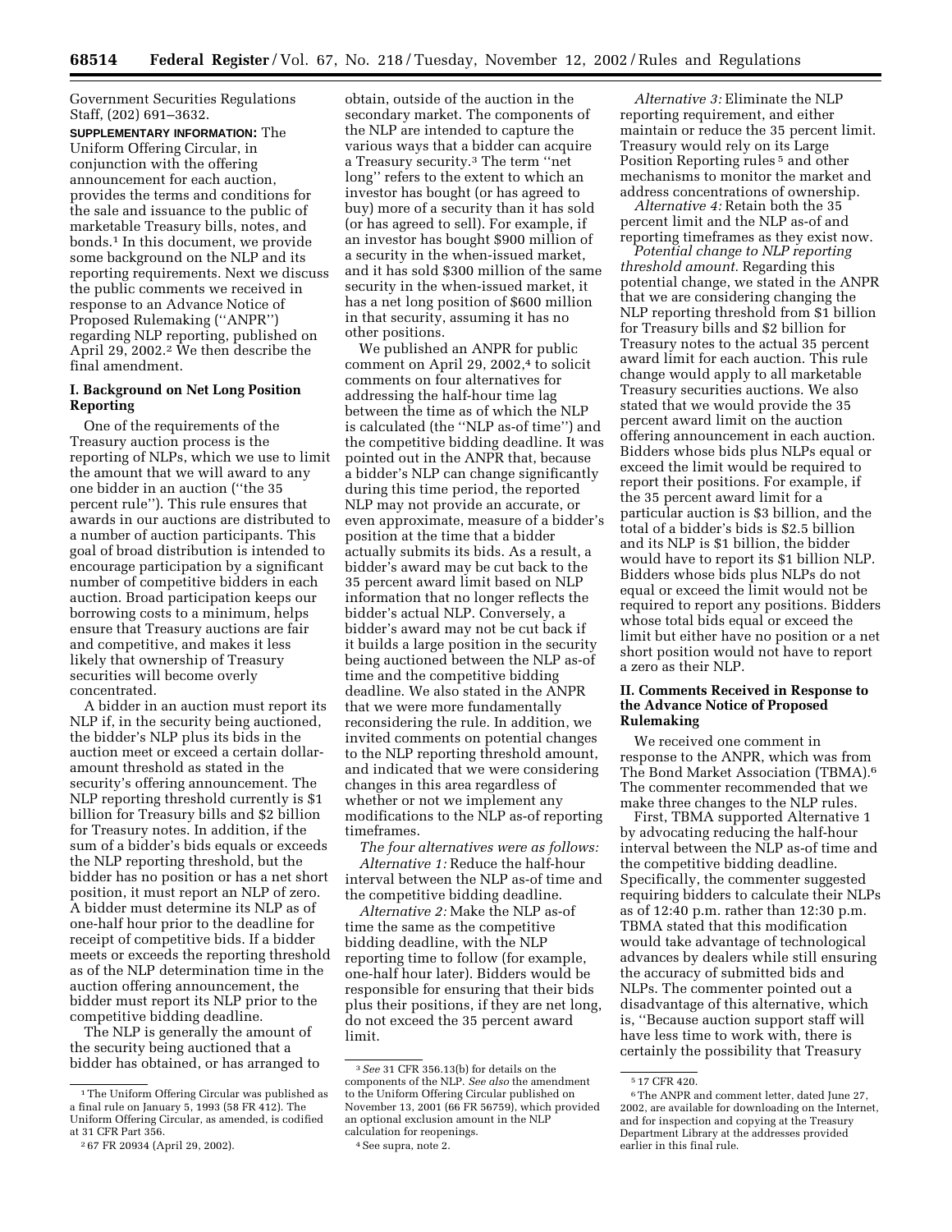Government Securities Regulations Staff, (202) 691–3632.

**SUPPLEMENTARY INFORMATION:** The Uniform Offering Circular, in conjunction with the offering announcement for each auction, provides the terms and conditions for the sale and issuance to the public of marketable Treasury bills, notes, and bonds.[1] In this document, we provide some background on the NLP and its reporting requirements. Next we discuss the public comments we received in response to an Advance Notice of Proposed Rulemaking (''ANPR'') regarding NLP reporting, published on April 29, 2002.[2] We then describe the final amendment.

## I. Background on Net Long Position Reporting

One of the requirements of the Treasury auction process is the reporting of NLPs, which we use to limit the amount that we will award to any one bidder in an auction (''the 35 percent rule''). This rule ensures that awards in our auctions are distributed to a number of auction participants. This goal of broad distribution is intended to encourage participation by a significant number of competitive bidders in each auction. Broad participation keeps our borrowing costs to a minimum, helps ensure that Treasury auctions are fair and competitive, and makes it less likely that ownership of Treasury securities will become overly concentrated.

A bidder in an auction must report its NLP if, in the security being auctioned, the bidder's NLP plus its bids in the auction meet or exceed a certain dollar-amount threshold as stated in the security's offering announcement. The NLP reporting threshold currently is $1 billion for Treasury bills and $2 billion for Treasury notes. In addition, if the sum of a bidder's bids equals or exceeds the NLP reporting threshold, but the bidder has no position or has a net short position, it must report an NLP of zero. A bidder must determine its NLP as of one-half hour prior to the deadline for receipt of competitive bids. If a bidder meets or exceeds the reporting threshold as of the NLP determination time in the auction offering announcement, the bidder must report its NLP prior to the competitive bidding deadline.

The NLP is generally the amount of the security being auctioned that a bidder has obtained, or has arranged to obtain, outside of the auction in the secondary market. The components of the NLP are intended to capture the various ways that a bidder can acquire a Treasury security.[3] The term ''net long'' refers to the extent to which an investor has bought (or has agreed to buy) more of a security than it has sold (or has agreed to sell). For example, if an investor has bought $900 million of a security in the when-issued market, and it has sold $300 million of the same security in the when-issued market, it has a net long position of $600 million in that security, assuming it has no other positions.

We published an ANPR for public comment on April 29, 2002,[4] to solicit comments on four alternatives for addressing the half-hour time lag between the time as of which the NLP is calculated (the ''NLP as-of time'') and the competitive bidding deadline. It was pointed out in the ANPR that, because a bidder's NLP can change significantly during this time period, the reported NLP may not provide an accurate, or even approximate, measure of a bidder's position at the time that a bidder actually submits its bids. As a result, a bidder's award may be cut back to the 35 percent award limit based on NLP information that no longer reflects the bidder's actual NLP. Conversely, a bidder's award may not be cut back if it builds a large position in the security being auctioned between the NLP as-of time and the competitive bidding deadline. We also stated in the ANPR that we were more fundamentally reconsidering the rule. In addition, we invited comments on potential changes to the NLP reporting threshold amount, and indicated that we were considering changes in this area regardless of whether or not we implement any modifications to the NLP as-of reporting timeframes.

*The four alternatives were as follows:*

*Alternative 1:* Reduce the half-hour interval between the NLP as-of time and the competitive bidding deadline.

*Alternative 2:* Make the NLP as-of time the same as the competitive bidding deadline, with the NLP reporting time to follow (for example, one-half hour later). Bidders would be responsible for ensuring that their bids plus their positions, if they are net long, do not exceed the 35 percent award limit.

*Alternative 3:* Eliminate the NLP reporting requirement, and either maintain or reduce the 35 percent limit. Treasury would rely on its Large Position Reporting rules[5] and other mechanisms to monitor the market and address concentrations of ownership.

*Alternative 4:* Retain both the 35 percent limit and the NLP as-of and reporting timeframes as they exist now.

*Potential change to NLP reporting threshold amount.* Regarding this potential change, we stated in the ANPR that we are considering changing the NLP reporting threshold from $1 billion for Treasury bills and $2 billion for Treasury notes to the actual 35 percent award limit for each auction. This rule change would apply to all marketable Treasury securities auctions. We also stated that we would provide the 35 percent award limit on the auction offering announcement in each auction. Bidders whose bids plus NLPs equal or exceed the limit would be required to report their positions. For example, if the 35 percent award limit for a particular auction is $3 billion, and the total of a bidder's bids is $2.5 billion and its NLP is $1 billion, the bidder would have to report its $1 billion NLP. Bidders whose bids plus NLPs do not equal or exceed the limit would not be required to report any positions. Bidders whose total bids equal or exceed the limit but either have no position or a net short position would not have to report a zero as their NLP.

## II. Comments Received in Response to the Advance Notice of Proposed Rulemaking

We received one comment in response to the ANPR, which was from The Bond Market Association (TBMA).[6] The commenter recommended that we make three changes to the NLP rules.

First, TBMA supported Alternative 1 by advocating reducing the half-hour interval between the NLP as-of time and the competitive bidding deadline. Specifically, the commenter suggested requiring bidders to calculate their NLPs as of 12:40 p.m. rather than 12:30 p.m. TBMA stated that this modification would take advantage of technological advances by dealers while still ensuring the accuracy of submitted bids and NLPs. The commenter pointed out a disadvantage of this alternative, which is, ''Because auction support staff will have less time to work with, there is certainly the possibility that Treasury

---

[1] The Uniform Offering Circular was published as a final rule on January 5, 1993 (58 FR 412). The Uniform Offering Circular, as amended, is codified at 31 CFR Part 356.

[2] 67 FR 20934 (April 29, 2002).

[3] *See* 31 CFR 356.13(b) for details on the components of the NLP. *See also* the amendment to the Uniform Offering Circular published on November 13, 2001 (66 FR 56759), which provided an optional exclusion amount in the NLP calculation for reopenings.

[4] See supra, note 2.

[5] 17 CFR 420.

[6] The ANPR and comment letter, dated June 27, 2002, are available for downloading on the Internet, and for inspection and copying at the Treasury Department Library at the addresses provided earlier in this final rule.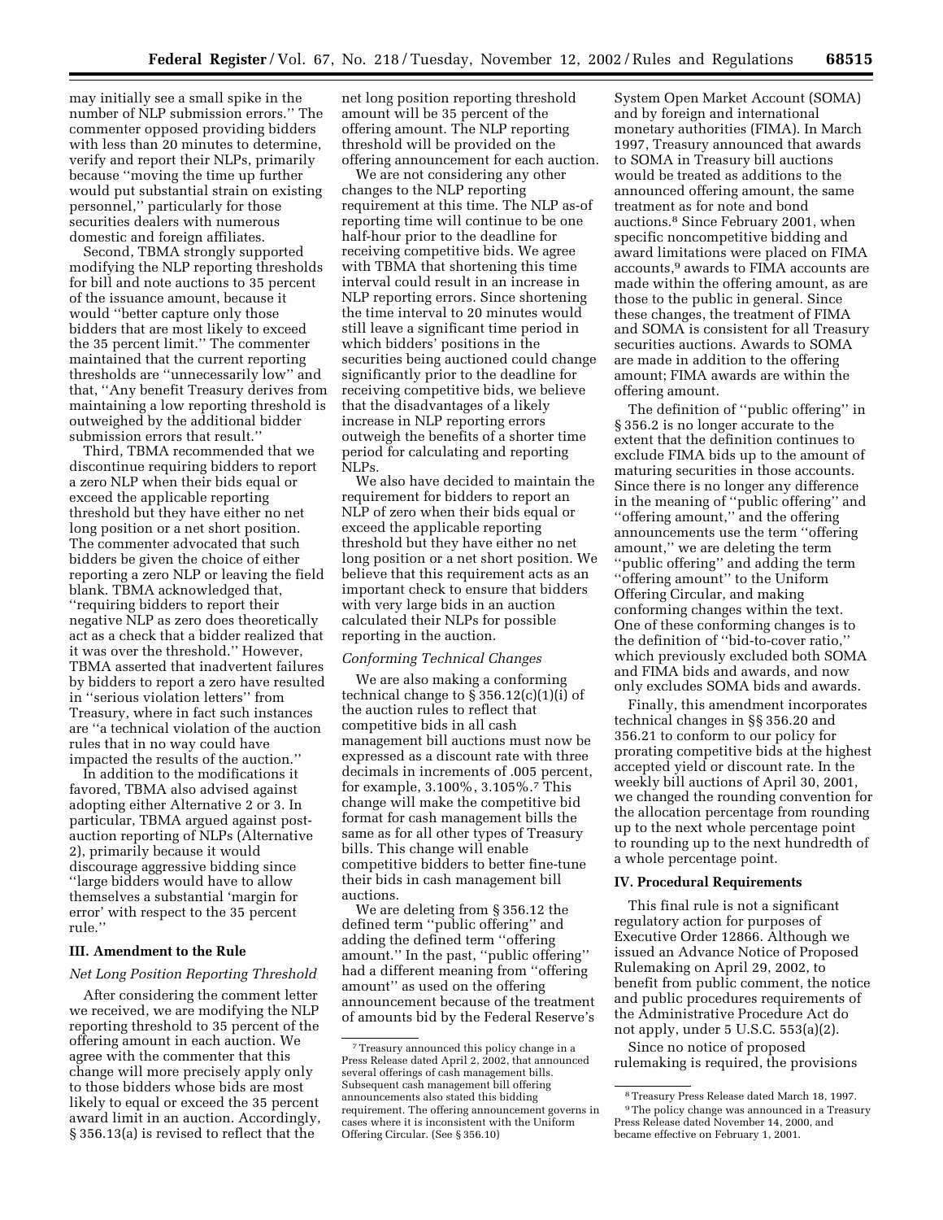may initially see a small spike in the number of NLP submission errors.'' The commenter opposed providing bidders with less than 20 minutes to determine, verify and report their NLPs, primarily because ''moving the time up further would put substantial strain on existing personnel,'' particularly for those securities dealers with numerous domestic and foreign affiliates.

Second, TBMA strongly supported modifying the NLP reporting thresholds for bill and note auctions to 35 percent of the issuance amount, because it would ''better capture only those bidders that are most likely to exceed the 35 percent limit.'' The commenter maintained that the current reporting thresholds are ''unnecessarily low'' and that, ''Any benefit Treasury derives from maintaining a low reporting threshold is outweighed by the additional bidder submission errors that result.''

Third, TBMA recommended that we discontinue requiring bidders to report a zero NLP when their bids equal or exceed the applicable reporting threshold but they have either no net long position or a net short position. The commenter advocated that such bidders be given the choice of either reporting a zero NLP or leaving the field blank. TBMA acknowledged that, ''requiring bidders to report their negative NLP as zero does theoretically act as a check that a bidder realized that it was over the threshold.'' However, TBMA asserted that inadvertent failures by bidders to report a zero have resulted in ''serious violation letters'' from Treasury, where in fact such instances are ''a technical violation of the auction rules that in no way could have impacted the results of the auction.''

In addition to the modifications it favored, TBMA also advised against adopting either Alternative 2 or 3. In particular, TBMA argued against post-auction reporting of NLPs (Alternative 2), primarily because it would discourage aggressive bidding since ''large bidders would have to allow themselves a substantial 'margin for error' with respect to the 35 percent rule.''

## III. Amendment to the Rule

### *Net Long Position Reporting Threshold*

After considering the comment letter we received, we are modifying the NLP reporting threshold to 35 percent of the offering amount in each auction. We agree with the commenter that this change will more precisely apply only to those bidders whose bids are most likely to equal or exceed the 35 percent award limit in an auction. Accordingly, § 356.13(a) is revised to reflect that the net long position reporting threshold amount will be 35 percent of the offering amount. The NLP reporting threshold will be provided on the offering announcement for each auction.

We are not considering any other changes to the NLP reporting requirement at this time. The NLP as-of reporting time will continue to be one half-hour prior to the deadline for receiving competitive bids. We agree with TBMA that shortening this time interval could result in an increase in NLP reporting errors. Since shortening the time interval to 20 minutes would still leave a significant time period in which bidders' positions in the securities being auctioned could change significantly prior to the deadline for receiving competitive bids, we believe that the disadvantages of a likely increase in NLP reporting errors outweigh the benefits of a shorter time period for calculating and reporting NLPs.

We also have decided to maintain the requirement for bidders to report an NLP of zero when their bids equal or exceed the applicable reporting threshold but they have either no net long position or a net short position. We believe that this requirement acts as an important check to ensure that bidders with very large bids in an auction calculated their NLPs for possible reporting in the auction.

### *Conforming Technical Changes*

We are also making a conforming technical change to § 356.12(c)(1)(i) of the auction rules to reflect that competitive bids in all cash management bill auctions must now be expressed as a discount rate with three decimals in increments of .005 percent, for example, 3.100%, 3.105%.[7] This change will make the competitive bid format for cash management bills the same as for all other types of Treasury bills. This change will enable competitive bidders to better fine-tune their bids in cash management bill auctions.

We are deleting from § 356.12 the defined term ''public offering'' and adding the defined term ''offering amount.'' In the past, ''public offering'' had a different meaning from ''offering amount'' as used on the offering announcement because of the treatment of amounts bid by the Federal Reserve's System Open Market Account (SOMA) and by foreign and international monetary authorities (FIMA). In March 1997, Treasury announced that awards to SOMA in Treasury bill auctions would be treated as additions to the announced offering amount, the same treatment as for note and bond auctions.[8] Since February 2001, when specific noncompetitive bidding and award limitations were placed on FIMA accounts,[9] awards to FIMA accounts are made within the offering amount, as are those to the public in general. Since these changes, the treatment of FIMA and SOMA is consistent for all Treasury securities auctions. Awards to SOMA are made in addition to the offering amount; FIMA awards are within the offering amount.

The definition of ''public offering'' in § 356.2 is no longer accurate to the extent that the definition continues to exclude FIMA bids up to the amount of maturing securities in those accounts. Since there is no longer any difference in the meaning of ''public offering'' and ''offering amount,'' and the offering announcements use the term ''offering amount,'' we are deleting the term ''public offering'' and adding the term ''offering amount'' to the Uniform Offering Circular, and making conforming changes within the text. One of these conforming changes is to the definition of ''bid-to-cover ratio,'' which previously excluded both SOMA and FIMA bids and awards, and now only excludes SOMA bids and awards.

Finally, this amendment incorporates technical changes in §§ 356.20 and 356.21 to conform to our policy for prorating competitive bids at the highest accepted yield or discount rate. In the weekly bill auctions of April 30, 2001, we changed the rounding convention for the allocation percentage from rounding up to the next whole percentage point to rounding up to the next hundredth of a whole percentage point.

## IV. Procedural Requirements

This final rule is not a significant regulatory action for purposes of Executive Order 12866. Although we issued an Advance Notice of Proposed Rulemaking on April 29, 2002, to benefit from public comment, the notice and public procedures requirements of the Administrative Procedure Act do not apply, under 5 U.S.C. 553(a)(2).

Since no notice of proposed rulemaking is required, the provisions

---

[7] Treasury announced this policy change in a Press Release dated April 2, 2002, that announced several offerings of cash management bills. Subsequent cash management bill offering announcements also stated this bidding requirement. The offering announcement governs in cases where it is inconsistent with the Uniform Offering Circular. (See § 356.10)

[8] Treasury Press Release dated March 18, 1997.

[9] The policy change was announced in a Treasury Press Release dated November 14, 2000, and became effective on February 1, 2001.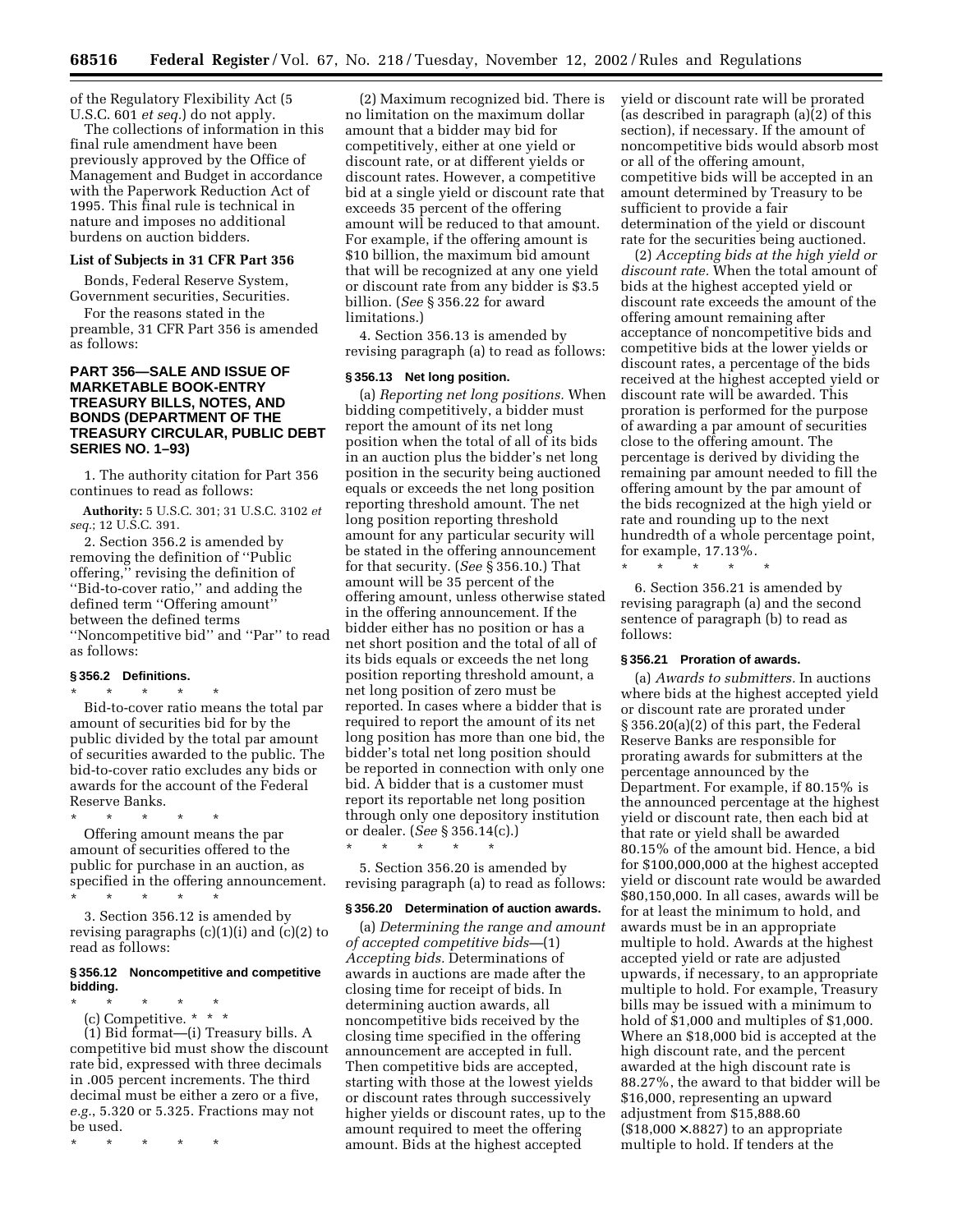of the Regulatory Flexibility Act (5 U.S.C. 601 *et seq.*) do not apply.

The collections of information in this final rule amendment have been previously approved by the Office of Management and Budget in accordance with the Paperwork Reduction Act of 1995. This final rule is technical in nature and imposes no additional burdens on auction bidders.

**List of Subjects in 31 CFR Part 356**

Bonds, Federal Reserve System, Government securities, Securities.

For the reasons stated in the preamble, 31 CFR Part 356 is amended as follows:

## PART 356—SALE AND ISSUE OF MARKETABLE BOOK-ENTRY TREASURY BILLS, NOTES, AND BONDS (DEPARTMENT OF THE TREASURY CIRCULAR, PUBLIC DEBT SERIES NO. 1–93)

1. The authority citation for Part 356 continues to read as follows:

**Authority:** 5 U.S.C. 301; 31 U.S.C. 3102 *et seq.*; 12 U.S.C. 391.

2. Section 356.2 is amended by removing the definition of ''Public offering,'' revising the definition of ''Bid-to-cover ratio,'' and adding the defined term ''Offering amount'' between the defined terms ''Noncompetitive bid'' and ''Par'' to read as follows:

### § 356.2 Definitions.

\* \* \* \* \*

Bid-to-cover ratio means the total par amount of securities bid for by the public divided by the total par amount of securities awarded to the public. The bid-to-cover ratio excludes any bids or awards for the account of the Federal Reserve Banks.

\* \* \* \* \*

Offering amount means the par amount of securities offered to the public for purchase in an auction, as specified in the offering announcement.

\* \* \* \* \*

3. Section 356.12 is amended by revising paragraphs (c)(1)(i) and (c)(2) to read as follows:

### § 356.12 Noncompetitive and competitive bidding.

\* \* \* \* \*

(c) Competitive. \* \* \*

(1) Bid format—(i) Treasury bills. A competitive bid must show the discount rate bid, expressed with three decimals in .005 percent increments. The third decimal must be either a zero or a five, *e.g.*, 5.320 or 5.325. Fractions may not be used.

\* \* \* \* \*

(2) Maximum recognized bid. There is no limitation on the maximum dollar amount that a bidder may bid for competitively, either at one yield or discount rate, or at different yields or discount rates. However, a competitive bid at a single yield or discount rate that exceeds 35 percent of the offering amount will be reduced to that amount. For example, if the offering amount is \$10 billion, the maximum bid amount that will be recognized at any one yield or discount rate from any bidder is \$3.5 billion. (*See* § 356.22 for award limitations.)

4. Section 356.13 is amended by revising paragraph (a) to read as follows:

### § 356.13 Net long position.

(a) *Reporting net long positions.* When bidding competitively, a bidder must report the amount of its net long position when the total of all of its bids in an auction plus the bidder's net long position in the security being auctioned equals or exceeds the net long position reporting threshold amount. The net long position reporting threshold amount for any particular security will be stated in the offering announcement for that security. (*See* § 356.10.) That amount will be 35 percent of the offering amount, unless otherwise stated in the offering announcement. If the bidder either has no position or has a net short position and the total of all of its bids equals or exceeds the net long position reporting threshold amount, a net long position of zero must be reported. In cases where a bidder that is required to report the amount of its net long position has more than one bid, the bidder's total net long position should be reported in connection with only one bid. A bidder that is a customer must report its reportable net long position through only one depository institution or dealer. (*See* § 356.14(c).)

\* \* \* \* \*

5. Section 356.20 is amended by revising paragraph (a) to read as follows:

### § 356.20 Determination of auction awards.

(a) *Determining the range and amount of accepted competitive bids*—(1) *Accepting bids.* Determinations of awards in auctions are made after the closing time for receipt of bids. In determining auction awards, all noncompetitive bids received by the closing time specified in the offering announcement are accepted in full. Then competitive bids are accepted, starting with those at the lowest yields or discount rates through successively higher yields or discount rates, up to the amount required to meet the offering amount. Bids at the highest accepted yield or discount rate will be prorated (as described in paragraph (a)(2) of this section), if necessary. If the amount of noncompetitive bids would absorb most or all of the offering amount, competitive bids will be accepted in an amount determined by Treasury to be sufficient to provide a fair determination of the yield or discount rate for the securities being auctioned.

(2) *Accepting bids at the high yield or discount rate.* When the total amount of bids at the highest accepted yield or discount rate exceeds the amount of the offering amount remaining after acceptance of noncompetitive bids and competitive bids at the lower yields or discount rates, a percentage of the bids received at the highest accepted yield or discount rate will be awarded. This proration is performed for the purpose of awarding a par amount of securities close to the offering amount. The percentage is derived by dividing the remaining par amount needed to fill the offering amount by the par amount of the bids recognized at the high yield or rate and rounding up to the next hundredth of a whole percentage point, for example, 17.13%.

\* \* \* \* \*

6. Section 356.21 is amended by revising paragraph (a) and the second sentence of paragraph (b) to read as follows:

### § 356.21 Proration of awards.

(a) *Awards to submitters.* In auctions where bids at the highest accepted yield or discount rate are prorated under § 356.20(a)(2) of this part, the Federal Reserve Banks are responsible for prorating awards for submitters at the percentage announced by the Department. For example, if 80.15% is the announced percentage at the highest yield or discount rate, then each bid at that rate or yield shall be awarded 80.15% of the amount bid. Hence, a bid for \$100,000,000 at the highest accepted yield or discount rate would be awarded \$80,150,000. In all cases, awards will be for at least the minimum to hold, and awards must be in an appropriate multiple to hold. Awards at the highest accepted yield or rate are adjusted upwards, if necessary, to an appropriate multiple to hold. For example, Treasury bills may be issued with a minimum to hold of \$1,000 and multiples of \$1,000. Where an \$18,000 bid is accepted at the high discount rate, and the percent awarded at the high discount rate is 88.27%, the award to that bidder will be \$16,000, representing an upward adjustment from \$15,888.60 (\$18,000 × .8827) to an appropriate multiple to hold. If tenders at the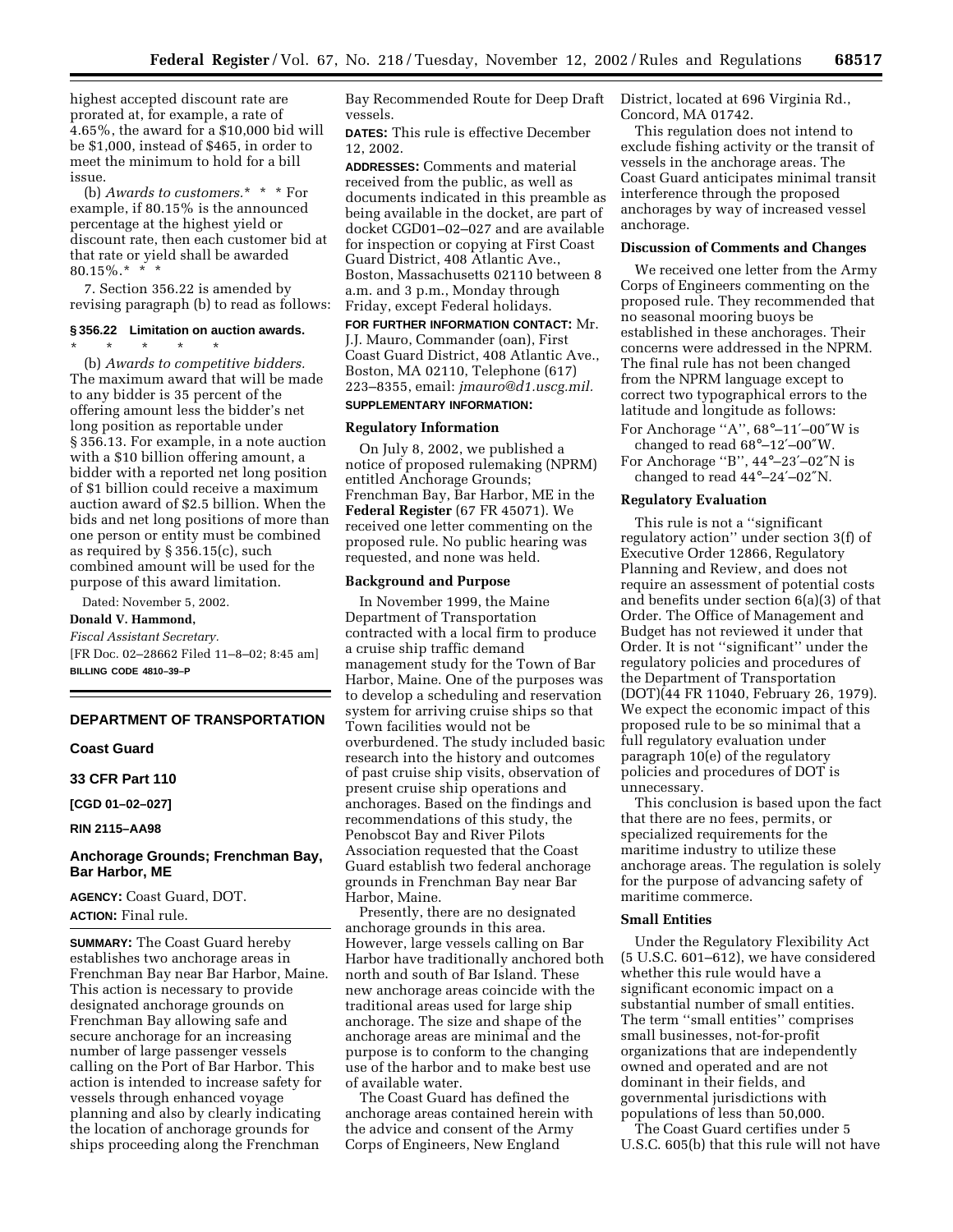highest accepted discount rate are prorated at, for example, a rate of 4.65%, the award for a $10,000 bid will be $1,000, instead of $465, in order to meet the minimum to hold for a bill issue.

(b) *Awards to customers.* * * * For example, if 80.15% is the announced percentage at the highest yield or discount rate, then each customer bid at that rate or yield shall be awarded 80.15%.* * *

7. Section 356.22 is amended by revising paragraph (b) to read as follows:

**§ 356.22 Limitation on auction awards.**

\* \* \* \* \*

(b) *Awards to competitive bidders.* The maximum award that will be made to any bidder is 35 percent of the offering amount less the bidder's net long position as reportable under § 356.13. For example, in a note auction with a $10 billion offering amount, a bidder with a reported net long position of $1 billion could receive a maximum auction award of $2.5 billion. When the bids and net long positions of more than one person or entity must be combined as required by § 356.15(c), such combined amount will be used for the purpose of this award limitation.

Dated: November 5, 2002.

**Donald V. Hammond,**

*Fiscal Assistant Secretary.*

[FR Doc. 02–28662 Filed 11–8–02; 8:45 am]

**BILLING CODE 4810–39–P**

---

## DEPARTMENT OF TRANSPORTATION

### Coast Guard

### 33 CFR Part 110

**[CGD 01–02–027]**

**RIN 2115–AA98**

### Anchorage Grounds; Frenchman Bay, Bar Harbor, ME

**AGENCY:** Coast Guard, DOT.

**ACTION:** Final rule.

**SUMMARY:** The Coast Guard hereby establishes two anchorage areas in Frenchman Bay near Bar Harbor, Maine. This action is necessary to provide designated anchorage grounds on Frenchman Bay allowing safe and secure anchorage for an increasing number of large passenger vessels calling on the Port of Bar Harbor. This action is intended to increase safety for vessels through enhanced voyage planning and also by clearly indicating the location of anchorage grounds for ships proceeding along the Frenchman Bay Recommended Route for Deep Draft vessels.

**DATES:** This rule is effective December 12, 2002.

**ADDRESSES:** Comments and material received from the public, as well as documents indicated in this preamble as being available in the docket, are part of docket CGD01–02–027 and are available for inspection or copying at First Coast Guard District, 408 Atlantic Ave., Boston, Massachusetts 02110 between 8 a.m. and 3 p.m., Monday through Friday, except Federal holidays.

**FOR FURTHER INFORMATION CONTACT:** Mr. J.J. Mauro, Commander (oan), First Coast Guard District, 408 Atlantic Ave., Boston, MA 02110, Telephone (617) 223–8355, email: *jmauro@d1.uscg.mil.*

**SUPPLEMENTARY INFORMATION:**

#### Regulatory Information

On July 8, 2002, we published a notice of proposed rulemaking (NPRM) entitled Anchorage Grounds; Frenchman Bay, Bar Harbor, ME in the **Federal Register** (67 FR 45071). We received one letter commenting on the proposed rule. No public hearing was requested, and none was held.

#### Background and Purpose

In November 1999, the Maine Department of Transportation contracted with a local firm to produce a cruise ship traffic demand management study for the Town of Bar Harbor, Maine. One of the purposes was to develop a scheduling and reservation system for arriving cruise ships so that Town facilities would not be overburdened. The study included basic research into the history and outcomes of past cruise ship visits, observation of present cruise ship operations and anchorages. Based on the findings and recommendations of this study, the Penobscot Bay and River Pilots Association requested that the Coast Guard establish two federal anchorage grounds in Frenchman Bay near Bar Harbor, Maine.

Presently, there are no designated anchorage grounds in this area. However, large vessels calling on Bar Harbor have traditionally anchored both north and south of Bar Island. These new anchorage areas coincide with the traditional areas used for large ship anchorage. The size and shape of the anchorage areas are minimal and the purpose is to conform to the changing use of the harbor and to make best use of available water.

The Coast Guard has defined the anchorage areas contained herein with the advice and consent of the Army Corps of Engineers, New England District, located at 696 Virginia Rd., Concord, MA 01742.

This regulation does not intend to exclude fishing activity or the transit of vessels in the anchorage areas. The Coast Guard anticipates minimal transit interference through the proposed anchorages by way of increased vessel anchorage.

#### Discussion of Comments and Changes

We received one letter from the Army Corps of Engineers commenting on the proposed rule. They recommended that no seasonal mooring buoys be established in these anchorages. Their concerns were addressed in the NPRM. The final rule has not been changed from the NPRM language except to correct two typographical errors to the latitude and longitude as follows:

For Anchorage ''A'', 68°–11′–00″W is changed to read 68°–12′–00″W.

For Anchorage ''B'', 44°–23′–02″N is changed to read 44°–24′–02″N.

#### Regulatory Evaluation

This rule is not a ''significant regulatory action'' under section 3(f) of Executive Order 12866, Regulatory Planning and Review, and does not require an assessment of potential costs and benefits under section 6(a)(3) of that Order. The Office of Management and Budget has not reviewed it under that Order. It is not ''significant'' under the regulatory policies and procedures of the Department of Transportation (DOT)(44 FR 11040, February 26, 1979). We expect the economic impact of this proposed rule to be so minimal that a full regulatory evaluation under paragraph 10(e) of the regulatory policies and procedures of DOT is unnecessary.

This conclusion is based upon the fact that there are no fees, permits, or specialized requirements for the maritime industry to utilize these anchorage areas. The regulation is solely for the purpose of advancing safety of maritime commerce.

#### Small Entities

Under the Regulatory Flexibility Act (5 U.S.C. 601–612), we have considered whether this rule would have a significant economic impact on a substantial number of small entities. The term ''small entities'' comprises small businesses, not-for-profit organizations that are independently owned and operated and are not dominant in their fields, and governmental jurisdictions with populations of less than 50,000.

The Coast Guard certifies under 5 U.S.C. 605(b) that this rule will not have